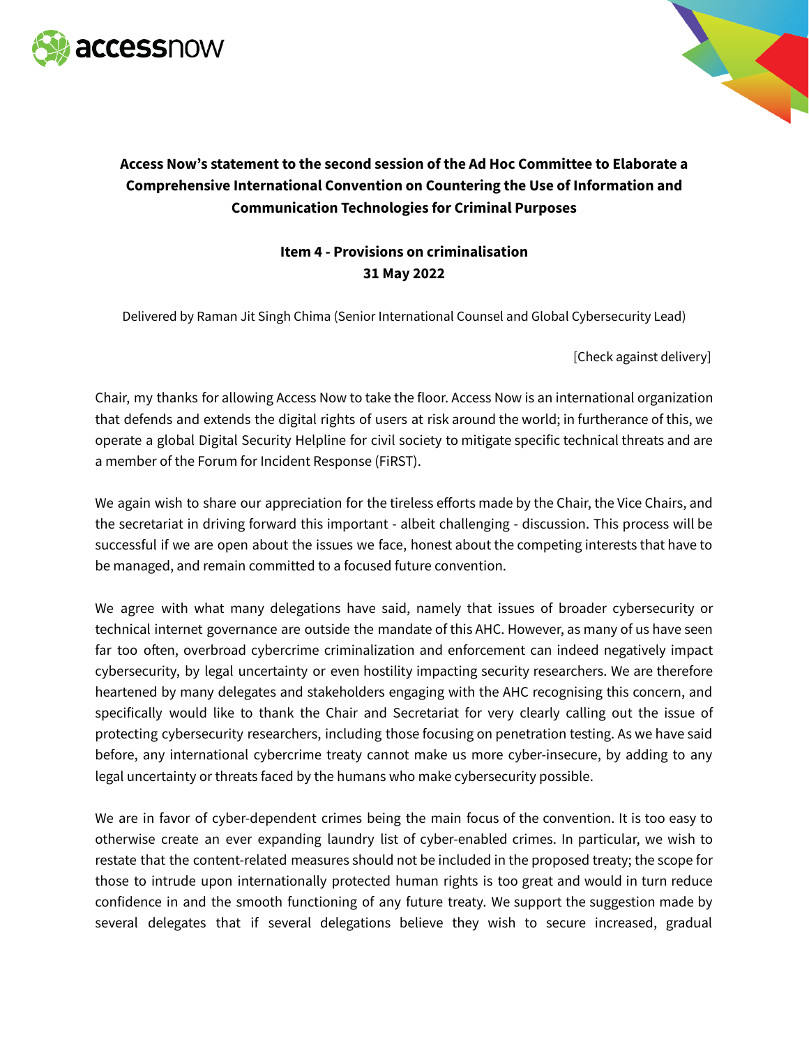**Access Now's statement to the second session of the Ad Hoc Committee to Elaborate a Comprehensive International Convention on Countering the Use of Information and Communication Technologies for Criminal Purposes**

**Item 4 - Provisions on criminalisation**
**31 May 2022**

Delivered by Raman Jit Singh Chima (Senior International Counsel and Global Cybersecurity Lead)

[Check against delivery]

Chair, my thanks for allowing Access Now to take the floor. Access Now is an international organization that defends and extends the digital rights of users at risk around the world; in furtherance of this, we operate a global Digital Security Helpline for civil society to mitigate specific technical threats and are a member of the Forum for Incident Response (FiRST).

We again wish to share our appreciation for the tireless efforts made by the Chair, the Vice Chairs, and the secretariat in driving forward this important - albeit challenging - discussion. This process will be successful if we are open about the issues we face, honest about the competing interests that have to be managed, and remain committed to a focused future convention.

We agree with what many delegations have said, namely that issues of broader cybersecurity or technical internet governance are outside the mandate of this AHC. However, as many of us have seen far too often, overbroad cybercrime criminalization and enforcement can indeed negatively impact cybersecurity, by legal uncertainty or even hostility impacting security researchers. We are therefore heartened by many delegates and stakeholders engaging with the AHC recognising this concern, and specifically would like to thank the Chair and Secretariat for very clearly calling out the issue of protecting cybersecurity researchers, including those focusing on penetration testing. As we have said before, any international cybercrime treaty cannot make us more cyber-insecure, by adding to any legal uncertainty or threats faced by the humans who make cybersecurity possible.

We are in favor of cyber-dependent crimes being the main focus of the convention. It is too easy to otherwise create an ever expanding laundry list of cyber-enabled crimes. In particular, we wish to restate that the content-related measures should not be included in the proposed treaty; the scope for those to intrude upon internationally protected human rights is too great and would in turn reduce confidence in and the smooth functioning of any future treaty. We support the suggestion made by several delegates that if several delegations believe they wish to secure increased, gradual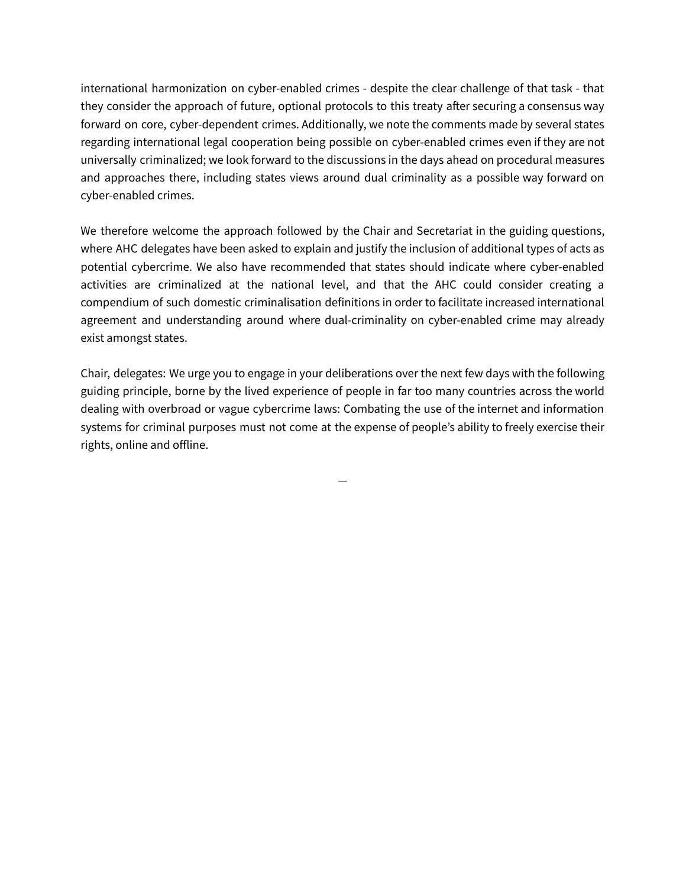international harmonization on cyber-enabled crimes - despite the clear challenge of that task - that they consider the approach of future, optional protocols to this treaty after securing a consensus way forward on core, cyber-dependent crimes. Additionally, we note the comments made by several states regarding international legal cooperation being possible on cyber-enabled crimes even if they are not universally criminalized; we look forward to the discussions in the days ahead on procedural measures and approaches there, including states views around dual criminality as a possible way forward on cyber-enabled crimes.

We therefore welcome the approach followed by the Chair and Secretariat in the guiding questions, where AHC delegates have been asked to explain and justify the inclusion of additional types of acts as potential cybercrime. We also have recommended that states should indicate where cyber-enabled activities are criminalized at the national level, and that the AHC could consider creating a compendium of such domestic criminalisation definitions in order to facilitate increased international agreement and understanding around where dual-criminality on cyber-enabled crime may already exist amongst states.

Chair, delegates: We urge you to engage in your deliberations over the next few days with the following guiding principle, borne by the lived experience of people in far too many countries across the world dealing with overbroad or vague cybercrime laws: Combating the use of the internet and information systems for criminal purposes must not come at the expense of people's ability to freely exercise their rights, online and offline.

—